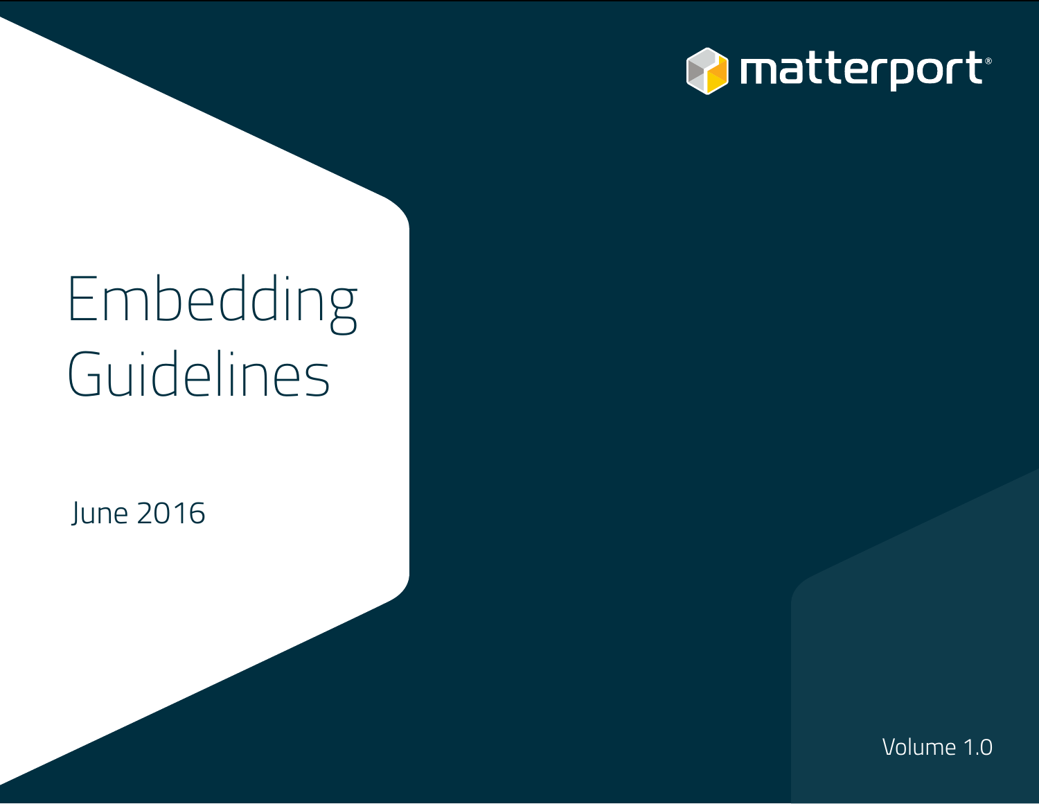matterport®

# Embedding Guidelines

June 2016

Volume 1.0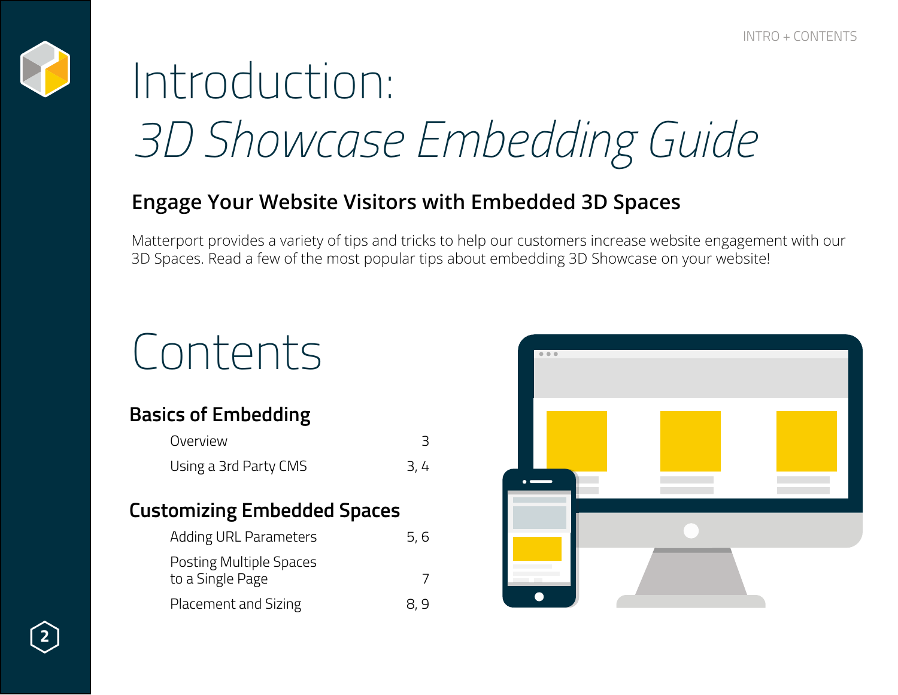# Introduction: *3D Showcase Embedding Guide*

## Engage Your Website Visitors with Embedded 3D Spaces

Matterport provides a variety of tips and tricks to help our customers increase website engagement with our 3D Spaces. Read a few of the most popular tips about embedding 3D Showcase on your website!

# Contents

### Basics of Embedding

| | |
|---|---|
| Overview | 3 |
| Using a 3rd Party CMS | 3, 4 |

### Customizing Embedded Spaces

| | |
|---|---|
| Adding URL Parameters | 5, 6 |
| Posting Multiple Spaces to a Single Page | 7 |
| Placement and Sizing | 8, 9 |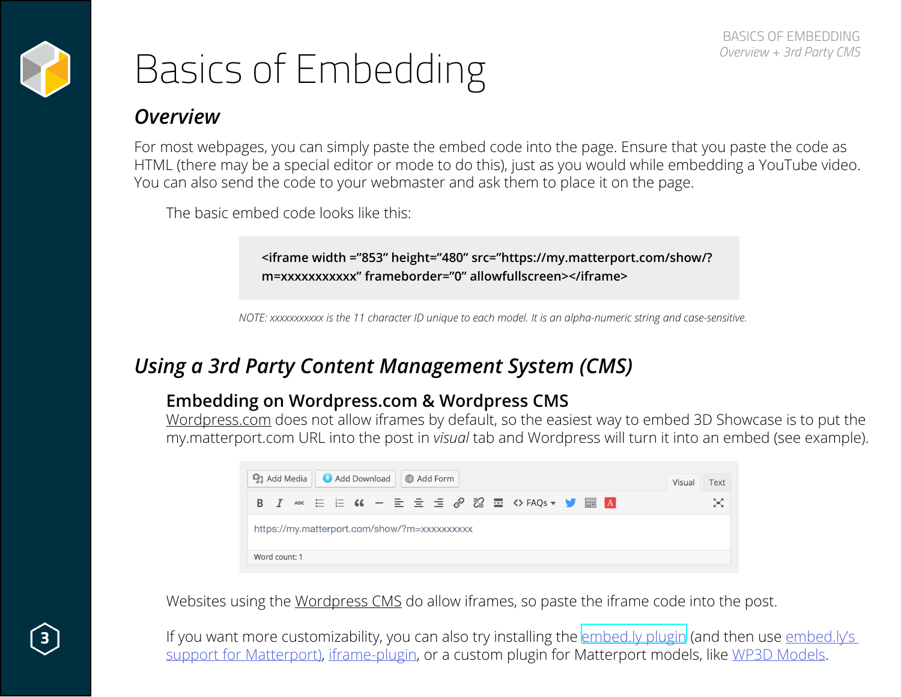# Basics of Embedding

## Overview

For most webpages, you can simply paste the embed code into the page. Ensure that you paste the code as HTML (there may be a special editor or mode to do this), just as you would while embedding a YouTube video. You can also send the code to your webmaster and ask them to place it on the page.

The basic embed code looks like this:

```
<iframe width ="853" height="480" src="https://my.matterport.com/show/?m=xxxxxxxxxxx" frameborder="0" allowfullscreen></iframe>
```

*NOTE: xxxxxxxxxxx is the 11 character ID unique to each model. It is an alpha-numeric string and case-sensitive.*

## Using a 3rd Party Content Management System (CMS)

### Embedding on Wordpress.com & Wordpress CMS

Wordpress.com does not allow iframes by default, so the easiest way to embed 3D Showcase is to put the my.matterport.com URL into the post in *visual* tab and Wordpress will turn it into an embed (see example).

Websites using the Wordpress CMS do allow iframes, so paste the iframe code into the post.

If you want more customizability, you can also try installing the embed.ly plugin (and then use embed.ly's support for Matterport), iframe-plugin, or a custom plugin for Matterport models, like WP3D Models.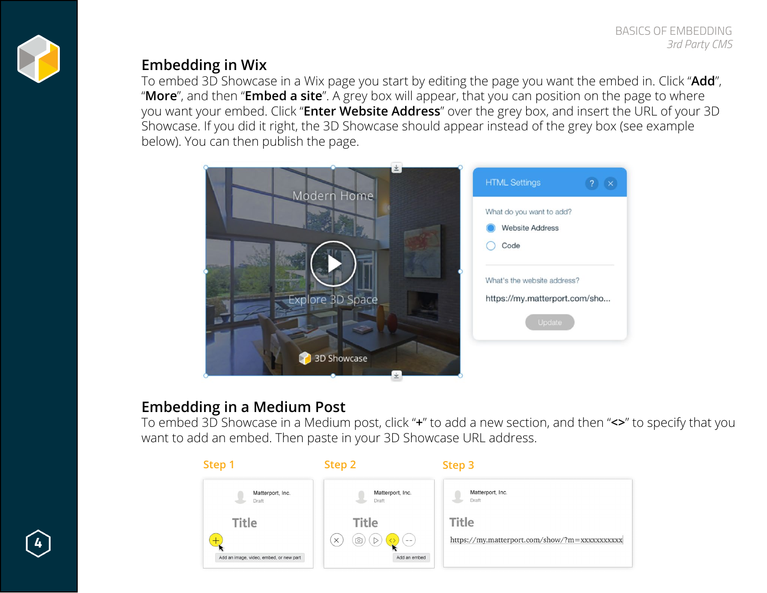## Embedding in Wix

To embed 3D Showcase in a Wix page you start by editing the page you want the embed in. Click “**Add**”, “**More**”, and then “**Embed a site**”. A grey box will appear, that you can position on the page to where you want your embed. Click “**Enter Website Address**” over the grey box, and insert the URL of your 3D Showcase. If you did it right, the 3D Showcase should appear instead of the grey box (see example below). You can then publish the page.

## Embedding in a Medium Post

To embed 3D Showcase in a Medium post, click “**+**” to add a new section, and then “**<>**” to specify that you want to add an embed. Then paste in your 3D Showcase URL address.

**Step 1**

**Step 2**

**Step 3**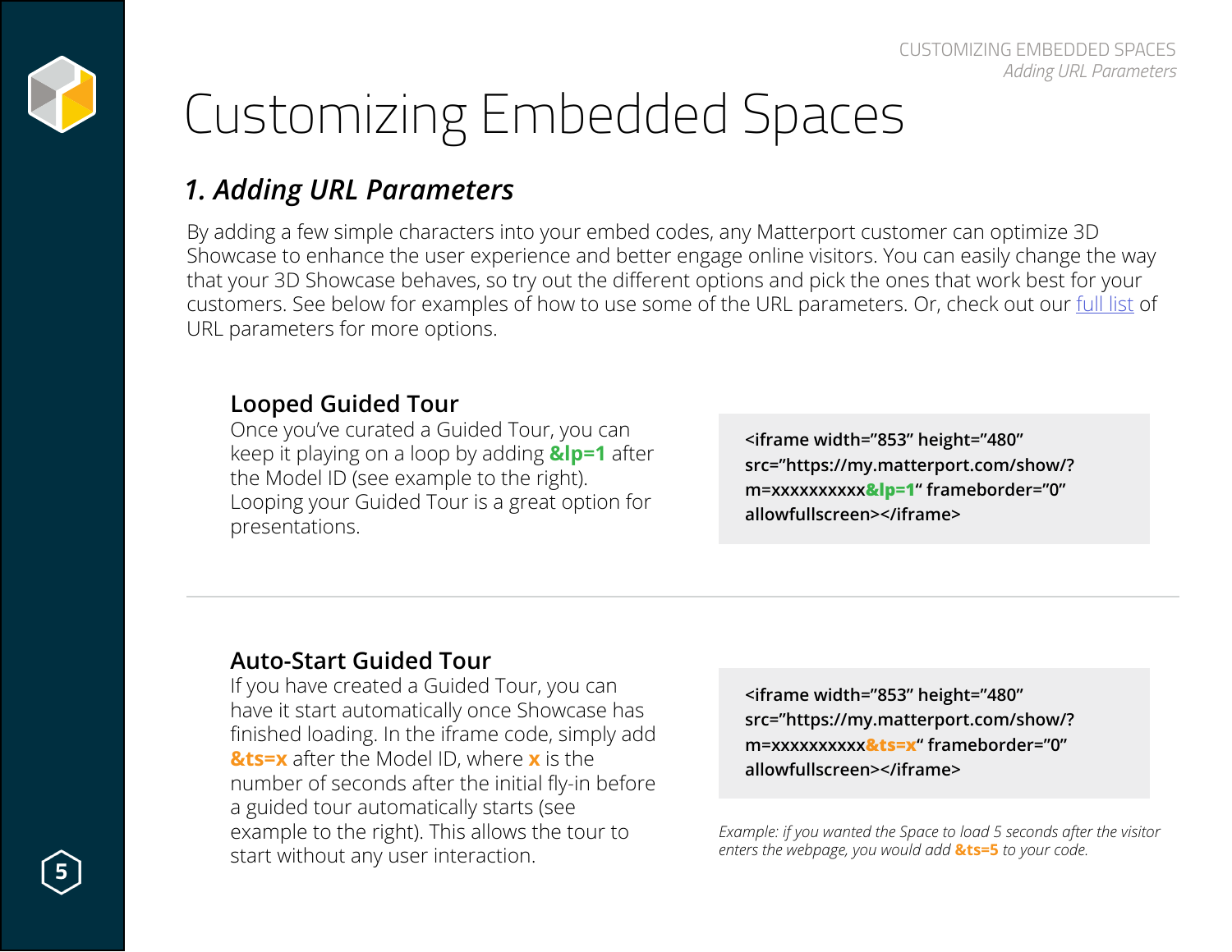# Customizing Embedded Spaces

## *1. Adding URL Parameters*

By adding a few simple characters into your embed codes, any Matterport customer can optimize 3D Showcase to enhance the user experience and better engage online visitors. You can easily change the way that your 3D Showcase behaves, so try out the different options and pick the ones that work best for your customers. See below for examples of how to use some of the URL parameters. Or, check out our full list of URL parameters for more options.

### Looped Guided Tour

Once you've curated a Guided Tour, you can keep it playing on a loop by adding **&lp=1** after the Model ID (see example to the right). Looping your Guided Tour is a great option for presentations.

```
<iframe width="853" height="480" src="https://my.matterport.com/show/?m=xxxxxxxxxx&lp=1" frameborder="0" allowfullscreen></iframe>
```

---

### Auto-Start Guided Tour

If you have created a Guided Tour, you can have it start automatically once Showcase has finished loading. In the iframe code, simply add **&ts=x** after the Model ID, where **x** is the number of seconds after the initial fly-in before a guided tour automatically starts (see example to the right). This allows the tour to start without any user interaction.

```
<iframe width="853" height="480" src="https://my.matterport.com/show/?m=xxxxxxxxxx&ts=x" frameborder="0" allowfullscreen></iframe>
```

*Example: if you wanted the Space to load 5 seconds after the visitor enters the webpage, you would add* ***&ts=5*** *to your code.*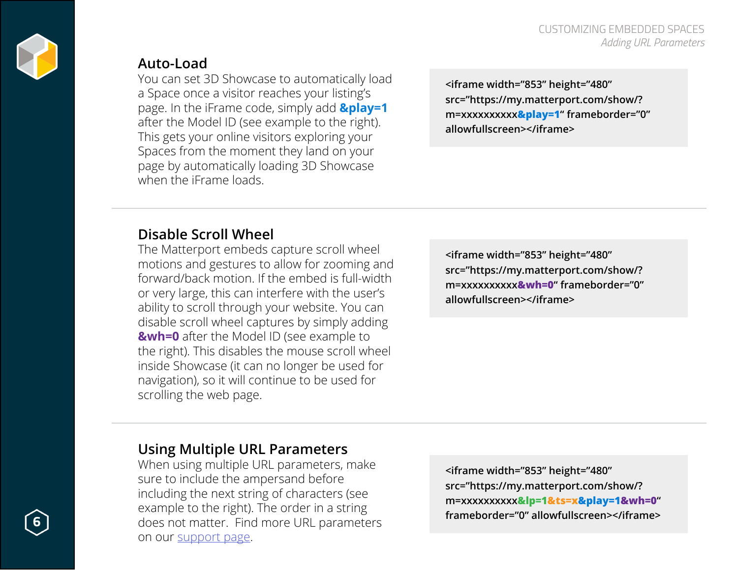## Auto-Load

You can set 3D Showcase to automatically load a Space once a visitor reaches your listing's page. In the iFrame code, simply add **&play=1** after the Model ID (see example to the right). This gets your online visitors exploring your Spaces from the moment they land on your page by automatically loading 3D Showcase when the iFrame loads.

```
<iframe width="853" height="480" src="https://my.matterport.com/show/?m=xxxxxxxxxx&play=1" frameborder="0" allowfullscreen></iframe>
```

## Disable Scroll Wheel

The Matterport embeds capture scroll wheel motions and gestures to allow for zooming and forward/back motion. If the embed is full-width or very large, this can interfere with the user's ability to scroll through your website. You can disable scroll wheel captures by simply adding **&wh=0** after the Model ID (see example to the right). This disables the mouse scroll wheel inside Showcase (it can no longer be used for navigation), so it will continue to be used for scrolling the web page.

```
<iframe width="853" height="480" src="https://my.matterport.com/show/?m=xxxxxxxxxx&wh=0" frameborder="0" allowfullscreen></iframe>
```

## Using Multiple URL Parameters

When using multiple URL parameters, make sure to include the ampersand before including the next string of characters (see example to the right). The order in a string does not matter. Find more URL parameters on our support page.

```
<iframe width="853" height="480" src="https://my.matterport.com/show/?m=xxxxxxxxxx&lp=1&ts=x&play=1&wh=0" frameborder="0" allowfullscreen></iframe>
```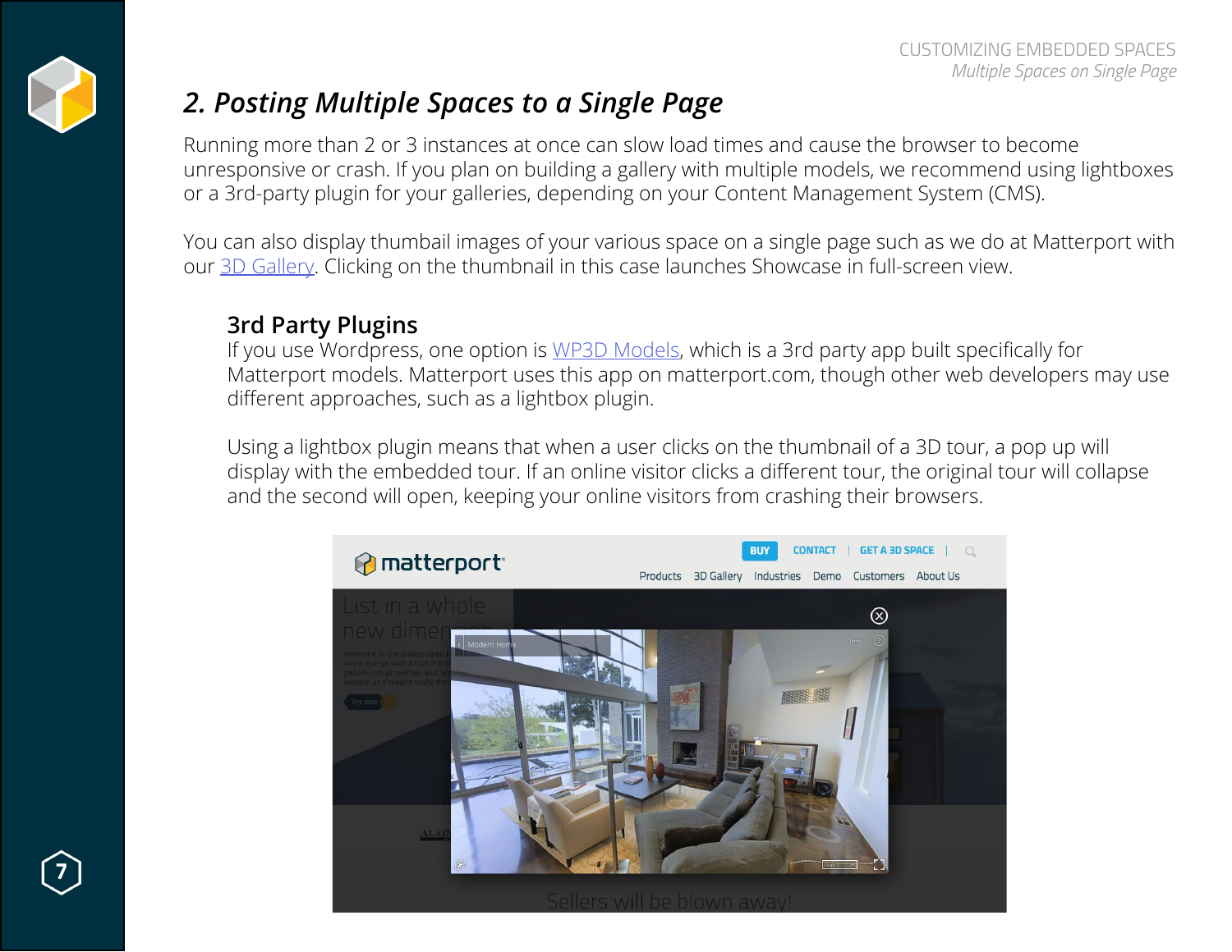## 2. Posting Multiple Spaces to a Single Page

Running more than 2 or 3 instances at once can slow load times and cause the browser to become unresponsive or crash. If you plan on building a gallery with multiple models, we recommend using lightboxes or a 3rd-party plugin for your galleries, depending on your Content Management System (CMS).

You can also display thumbail images of your various space on a single page such as we do at Matterport with our [3D Gallery](). Clicking on the thumbnail in this case launches Showcase in full-screen view.

### 3rd Party Plugins

If you use Wordpress, one option is [WP3D Models](), which is a 3rd party app built specifically for Matterport models. Matterport uses this app on matterport.com, though other web developers may use different approaches, such as a lightbox plugin.

Using a lightbox plugin means that when a user clicks on the thumbnail of a 3D tour, a pop up will display with the embedded tour. If an online visitor clicks a different tour, the original tour will collapse and the second will open, keeping your online visitors from crashing their browsers.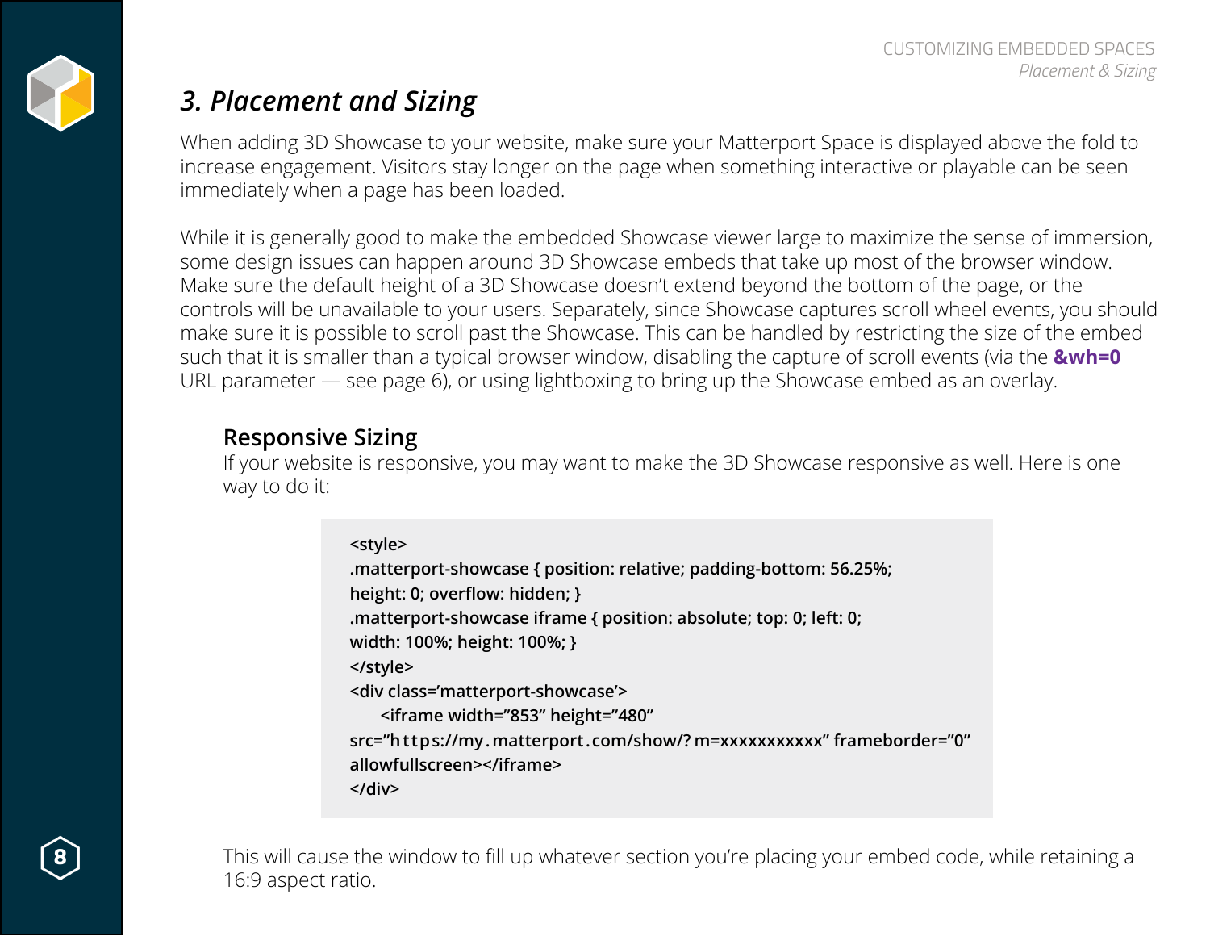## 3. Placement and Sizing

When adding 3D Showcase to your website, make sure your Matterport Space is displayed above the fold to increase engagement. Visitors stay longer on the page when something interactive or playable can be seen immediately when a page has been loaded.

While it is generally good to make the embedded Showcase viewer large to maximize the sense of immersion, some design issues can happen around 3D Showcase embeds that take up most of the browser window. Make sure the default height of a 3D Showcase doesn't extend beyond the bottom of the page, or the controls will be unavailable to your users. Separately, since Showcase captures scroll wheel events, you should make sure it is possible to scroll past the Showcase. This can be handled by restricting the size of the embed such that it is smaller than a typical browser window, disabling the capture of scroll events (via the **&wh=0** URL parameter — see page 6), or using lightboxing to bring up the Showcase embed as an overlay.

### Responsive Sizing

If your website is responsive, you may want to make the 3D Showcase responsive as well. Here is one way to do it:

```
<style>
.matterport-showcase { position: relative; padding-bottom: 56.25%;
height: 0; overflow: hidden; }
.matterport-showcase iframe { position: absolute; top: 0; left: 0;
width: 100%; height: 100%; }
</style>
<div class='matterport-showcase'>
    <iframe width="853" height="480"
src="https://my.matterport.com/show/?m=xxxxxxxxxxx" frameborder="0"
allowfullscreen></iframe>
</div>
```

This will cause the window to fill up whatever section you're placing your embed code, while retaining a 16:9 aspect ratio.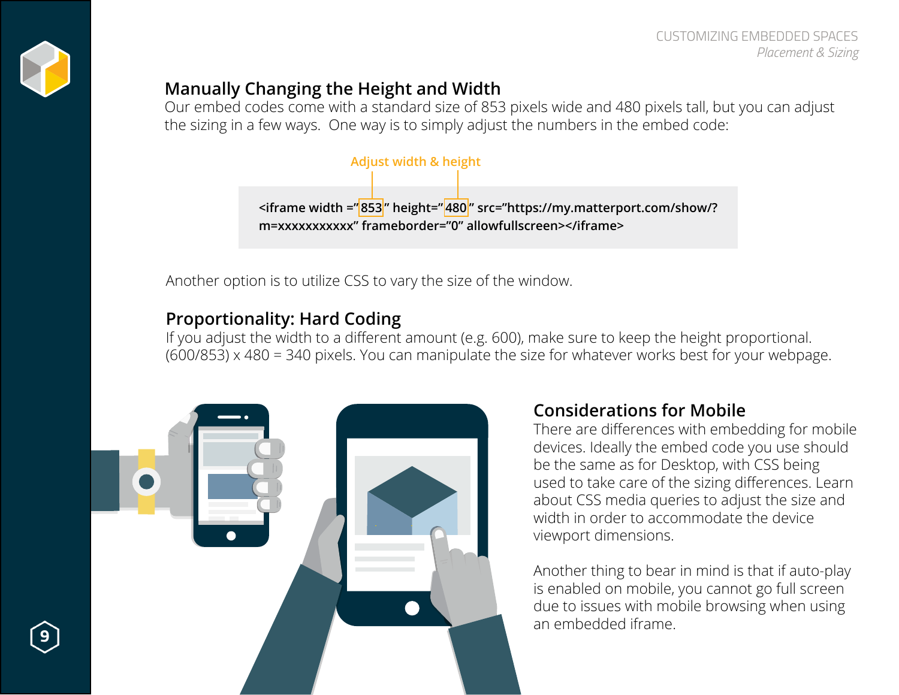## Manually Changing the Height and Width

Our embed codes come with a standard size of 853 pixels wide and 480 pixels tall, but you can adjust the sizing in a few ways. One way is to simply adjust the numbers in the embed code:

Adjust width & height

```
<iframe width ="853" height="480" src="https://my.matterport.com/show/?m=xxxxxxxxxxx" frameborder="0" allowfullscreen></iframe>
```

Another option is to utilize CSS to vary the size of the window.

## Proportionality: Hard Coding

If you adjust the width to a different amount (e.g. 600), make sure to keep the height proportional. (600/853) x 480 = 340 pixels. You can manipulate the size for whatever works best for your webpage.

## Considerations for Mobile

There are differences with embedding for mobile devices. Ideally the embed code you use should be the same as for Desktop, with CSS being used to take care of the sizing differences. Learn about CSS media queries to adjust the size and width in order to accommodate the device viewport dimensions.

Another thing to bear in mind is that if auto-play is enabled on mobile, you cannot go full screen due to issues with mobile browsing when using an embedded iframe.